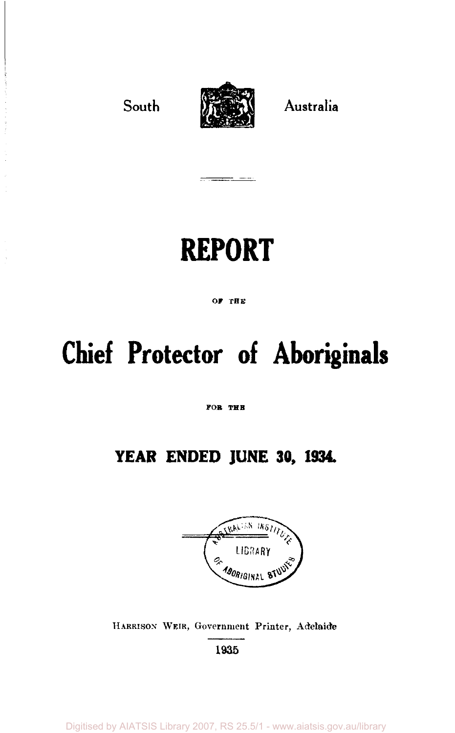South Australia

# REPORT

OF THE

# Chief Protector of Aboriginals

FOR THE

## YEAR ENDED JUNE 30, 1934.

HARRISON WEIR, Government Printer, Adelaide

1935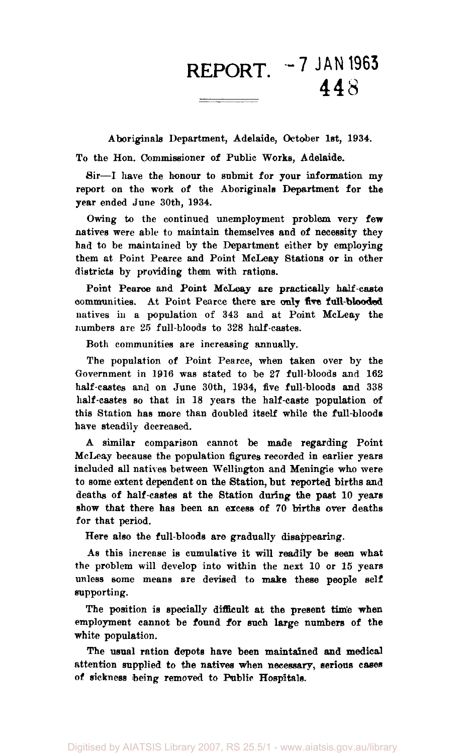# REPORT.

Aboriginals Department, Adelaide, October 1st, 1934.

To the Hon. Commissioner of Public Works, Adelaide.

Sir—I have the honour to submit for your information my report on the work of the Aboriginals Department for the year ended June 30th, 1934.

Owing to the continued unemployment problem very few natives were able to maintain themselves and of necessity they had to be maintained by the Department either by employing them at Point Pearce and Point McLeay Stations or in other districts by providing them with rations.

Point Pearce and Point McLeay are practically half-caste communities. At Point Pearce there are only five full-blooded natives in a population of 343 and at Point McLeay the numbers are 25 full-bloods to 328 half-castes.

Both communities are increasing annually.

The population of Point Pearce, when taken over by the Government in 1916 was stated to be 27 full-bloods and 162 half-castes and on June 30th, 1934, five full-bloods and 338 half-castes so that in 18 years the half-caste population of this Station has more than doubled itself while the full-bloods have steadily decreased.

A similar comparison cannot be made regarding Point McLeay because the population figures recorded in earlier years included all natives between Wellington and Meningie who were to some extent dependent on the Station, but reported births and deaths of half-castes at the Station during the past 10 years show that there has been an excess of 70 births over deaths for that period.

Here also the full-bloods are gradually disappearing.

As this increase is cumulative it will readily be seen what the problem will develop into within the next 10 or 15 years unless some means are devised to make these people self supporting.

The position is specially difficult at the present time when employment cannot be found for such large numbers of the white population.

The usual ration depots have been maintained and medical attention supplied to the natives when necessary, serious cases of sickness being removed to Public Hospitals.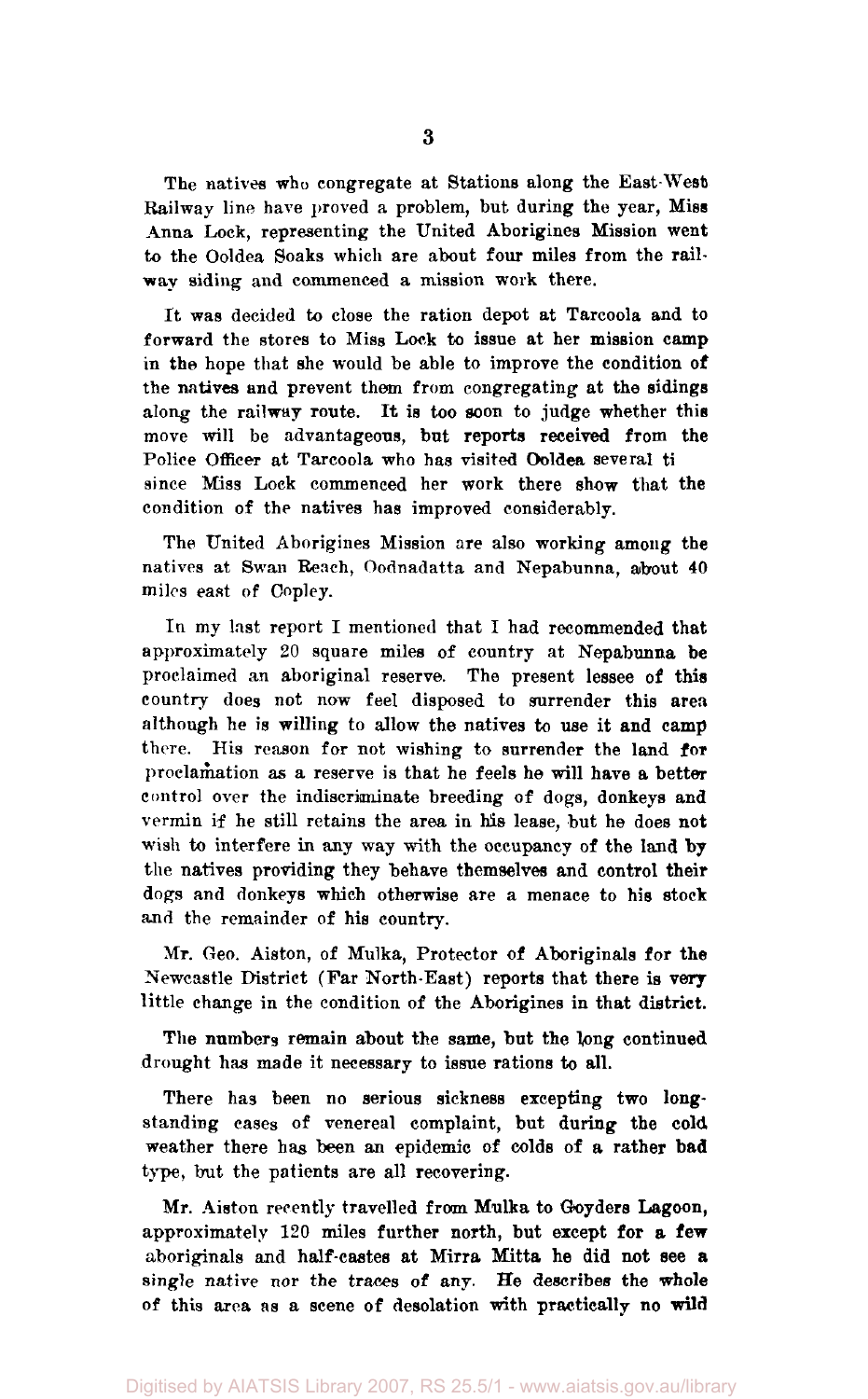The natives who congregate at Stations along the East-West Railway line have proved a problem, but during the year, Miss Anna Lock, representing the United Aborigines Mission went to the Ooldea Soaks which are about four miles from the railway siding and commenced a mission work there.

It was decided to close the ration depot at Tarcoola and to forward the stores to Miss Lock to issue at her mission camp in the hope that she would be able to improve the condition of the natives and prevent them from congregating at the sidings along the railway route. It is too soon to judge whether this move will be advantageous, but reports received from the Police Officer at Tarcoola who has visited Ooldea several ti since Miss Lock commenced her work there show that the condition of the natives has improved considerably.

The United Aborigines Mission are also working among the natives at Swan Reach, Oodnadatta and Nepabunna, about 40 miles east of Copley.

In my last report I mentioned that I had recommended that approximately 20 square miles of country at Nepabunna be proclaimed an aboriginal reserve. The present lessee of this country does not now feel disposed to surrender this area although he is willing to allow the natives to use it and camp there. His reason for not wishing to surrender the land for proclamation as a reserve is that he feels he will have a better control over the indiscriminate breeding of dogs, donkeys and vermin if he still retains the area in his lease, but he does not wish to interfere in any way with the occupancy of the land by the natives providing they behave themselves and control their dogs and donkeys which otherwise are a menace to his stock and the remainder of his country.

Mr. Geo. Aiston, of Mulka, Protector of Aboriginals for the Newcastle District (Far North-East) reports that there is very little change in the condition of the Aborigines in that district.

The numbers remain about the same, but the long continued drought has made it necessary to issue rations to all.

There has been no serious sickness excepting two long-standing cases of venereal complaint, but during the cold weather there has been an epidemic of colds of a rather bad type, but the patients are all recovering.

Mr. Aiston recently travelled from Mulka to Goyders Lagoon, approximately 120 miles further north, but except for a few aboriginals and half-castes at Mirra Mitta he did not see a single native nor the traces of any. He describes the whole of this area as a scene of desolation with practically no wild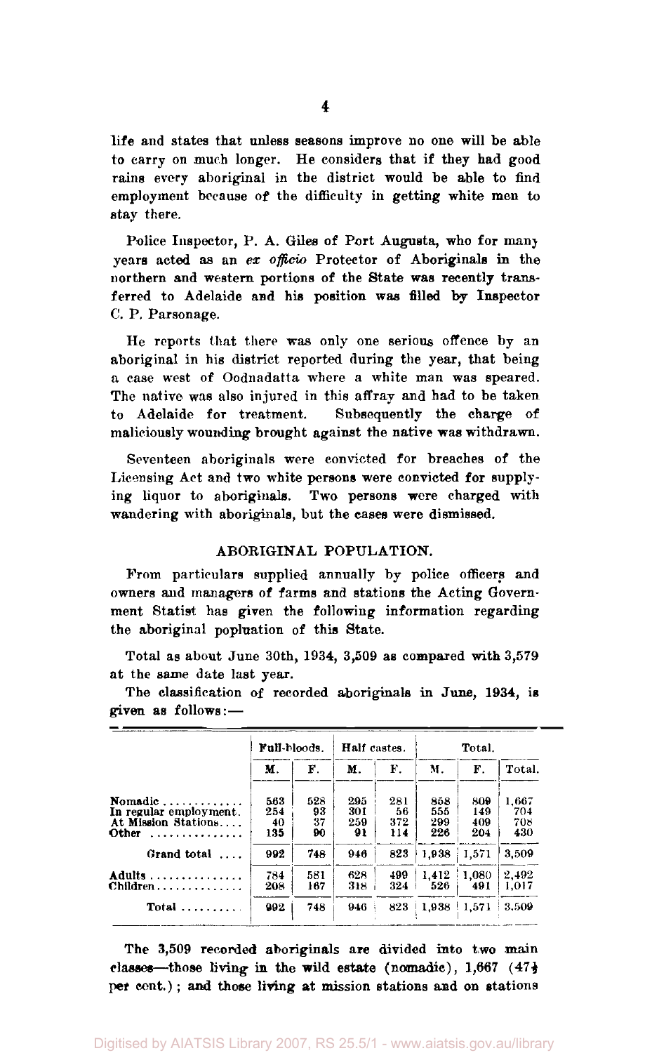life and states that unless seasons improve no one will be able to carry on much longer. He considers that if they had good rains every aboriginal in the district would be able to find employment because of the difficulty in getting white men to stay there.

Police Inspector, P. A. Giles of Port Augusta, who for many years acted as an *ex officio* Protector of Aboriginals in the northern and western portions of the State was recently transferred to Adelaide and his position was filled by Inspector C. P. Parsonage.

He reports that there was only one serious offence by an aboriginal in his district reported during the year, that being a case west of Oodnadatta where a white man was speared. The native was also injured in this affray and had to be taken to Adelaide for treatment. Subsequently the charge of maliciously wounding brought against the native was withdrawn.

Seventeen aboriginals were convicted for breaches of the Licensing Act and two white persons were convicted for supplying liquor to aboriginals. Two persons were charged with wandering with aboriginals, but the cases were dismissed.

## ABORIGINAL POPULATION.

From particulars supplied annually by police officers and owners and managers of farms and stations the Acting Government Statist has given the following information regarding the aboriginal popluation of this State.

Total as about June 30th, 1934, 3,509 as compared with 3,579 at the same date last year.

The classification of recorded aboriginals in June, 1934, is given as follows:—

| | Full-bloods. | | Half castes. | | Total. | | |
|---|---|---|---|---|---|---|---|
| | M. | F. | M. | F. | M. | F. | Total. |
| Nomadic | 563 | 528 | 295 | 281 | 858 | 809 | 1,667 |
| In regular employment. | 254 | 93 | 301 | 56 | 555 | 149 | 704 |
| At Mission Stations | 40 | 37 | 259 | 372 | 299 | 409 | 708 |
| Other | 135 | 90 | 91 | 114 | 226 | 204 | 430 |
| Grand total | 992 | 748 | 946 | 823 | 1,938 | 1,571 | 3,509 |
| Adults | 784 | 581 | 628 | 499 | 1,412 | 1,080 | 2,492 |
| Children | 208 | 167 | 318 | 324 | 526 | 491 | 1,017 |
| Total | 992 | 748 | 946 | 823 | 1,938 | 1,571 | 3,509 |

The 3,509 recorded aboriginals are divided into two main classes—those living in the wild estate (nomadic), 1,667 (47½ per cent.); and those living at mission stations and on stations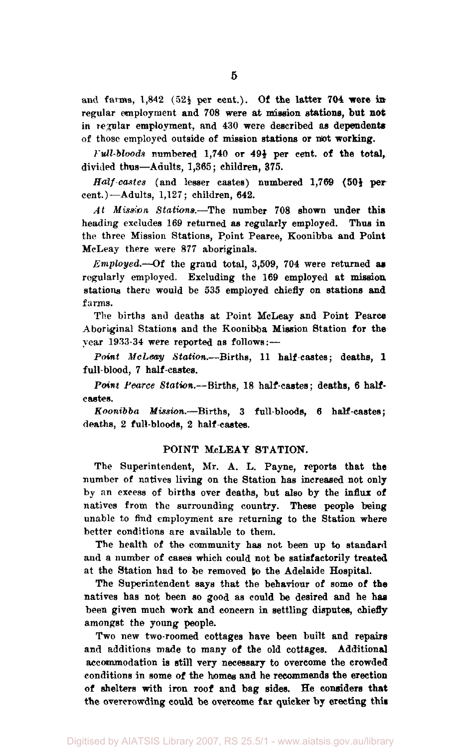and farms, 1,842 (52½ per cent.). Of the latter 704 were in regular employment and 708 were at mission stations, but not in regular employment, and 430 were described as dependents of those employed outside of mission stations or not working.

*Full-bloods* numbered 1,740 or 49½ per cent. of the total, divided thus—Adults, 1,365; children, 375.

*Half-castes* (and lesser castes) numbered 1,769 (50½ per cent.)—Adults, 1,127; children, 642.

*At Mission Stations.*—The number 708 shown under this heading excludes 169 returned as regularly employed. Thus in the three Mission Stations, Point Pearce, Koonibba and Point McLeay there were 877 aboriginals.

*Employed.*—Of the grand total, 3,509, 704 were returned as regularly employed. Excluding the 169 employed at mission stations there would be 535 employed chiefly on stations and farms.

The births and deaths at Point McLeay and Point Pearce Aboriginal Stations and the Koonibba Mission Station for the year 1933-34 were reported as follows:—

*Point McLeay Station.*—Births, 11 half-castes; deaths, 1 full-blood, 7 half-castes.

*Point Pearce Station.*—Births, 18 half-castes; deaths, 6 half-castes.

*Koonibba Mission.*—Births, 3 full-bloods, 6 half-castes; deaths, 2 full-bloods, 2 half-castes.

## POINT McLEAY STATION.

The Superintendent, Mr. A. L. Payne, reports that the number of natives living on the Station has increased not only by an excess of births over deaths, but also by the influx of natives from the surrounding country. These people being unable to find employment are returning to the Station where better conditions are available to them.

The health of the community has not been up to standard and a number of cases which could not be satisfactorily treated at the Station had to be removed to the Adelaide Hospital.

The Superintendent says that the behaviour of some of the natives has not been so good as could be desired and he has been given much work and concern in settling disputes, chiefly amongst the young people.

Two new two-roomed cottages have been built and repairs and additions made to many of the old cottages. Additional accommodation is still very necessary to overcome the crowded conditions in some of the homes and he recommends the erection of shelters with iron roof and bag sides. He considers that the overcrowding could be overcome far quicker by erecting this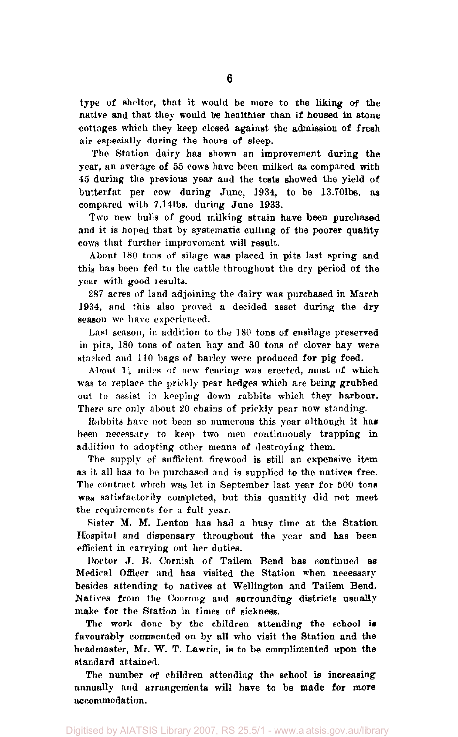type of shelter, that it would be more to the liking of the native and that they would be healthier than if housed in stone cottages which they keep closed against the admission of fresh air especially during the hours of sleep.

The Station dairy has shown an improvement during the year, an average of 55 cows have been milked as compared with 45 during the previous year and the tests showed the yield of butterfat per cow during June, 1934, to be 13.70lbs. as compared with 7.14lbs. during June 1933.

Two new bulls of good milking strain have been purchased and it is hoped that by systematic culling of the poorer quality cows that further improvement will result.

About 180 tons of silage was placed in pits last spring and this has been fed to the cattle throughout the dry period of the year with good results.

287 acres of land adjoining the dairy was purchased in March 1934, and this also proved a decided asset during the dry season we have experienced.

Last season, in addition to the 180 tons of ensilage preserved in pits, 180 tons of oaten hay and 30 tons of clover hay were stacked and 110 bags of barley were produced for pig feed.

About 1¾ miles of new fencing was erected, most of which was to replace the prickly pear hedges which are being grubbed out to assist in keeping down rabbits which they harbour. There are only about 20 chains of prickly pear now standing.

Rabbits have not been so numerous this year although it has been necessary to keep two men continuously trapping in addition to adopting other means of destroying them.

The supply of sufficient firewood is still an expensive item as it all has to be purchased and is supplied to the natives free. The contract which was let in September last year for 500 tons was satisfactorily completed, but this quantity did not meet the requirements for a full year.

Sister M. M. Lenton has had a busy time at the Station Hospital and dispensary throughout the year and has been efficient in carrying out her duties.

Doctor J. R. Cornish of Tailem Bend has continued as Medical Officer and has visited the Station when necessary besides attending to natives at Wellington and Tailem Bend. Natives from the Coorong and surrounding districts usually make for the Station in times of sickness.

The work done by the children attending the school is favourably commented on by all who visit the Station and the headmaster, Mr. W. T. Lawrie, is to be complimented upon the standard attained.

The number of children attending the school is increasing annually and arrangements will have to be made for more accommodation.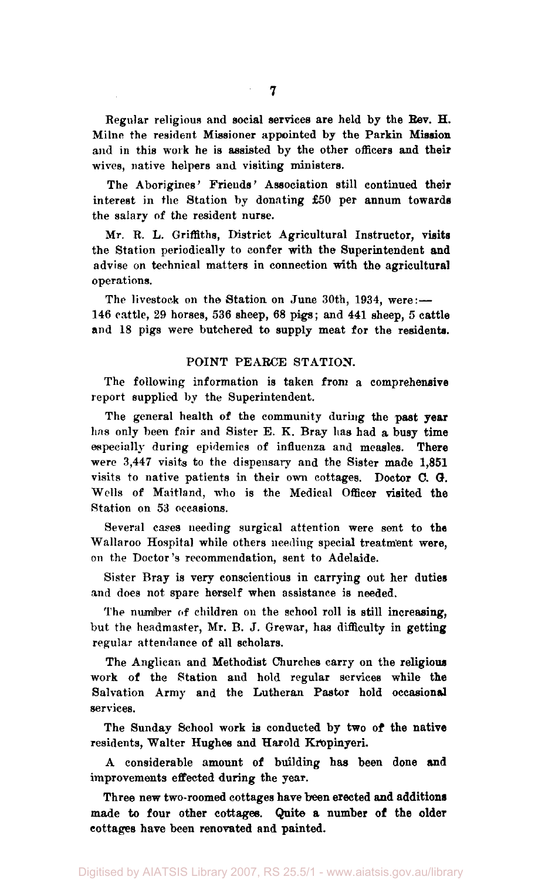Regular religious and social services are held by the Rev. H. Milne the resident Missioner appointed by the Parkin Mission and in this work he is assisted by the other officers and their wives, native helpers and visiting ministers.

The Aborigines' Friends' Association still continued their interest in the Station by donating £50 per annum towards the salary of the resident nurse.

Mr. R. L. Griffiths, District Agricultural Instructor, visits the Station periodically to confer with the Superintendent and advise on technical matters in connection with the agricultural operations.

The livestock on the Station on June 30th, 1934, were:—
146 cattle, 29 horses, 536 sheep, 68 pigs; and 441 sheep, 5 cattle and 18 pigs were butchered to supply meat for the residents.

## POINT PEARCE STATION.

The following information is taken from a comprehensive report supplied by the Superintendent.

The general health of the community during the past year has only been fair and Sister E. K. Bray has had a busy time especially during epidemics of influenza and measles. There were 3,447 visits to the dispensary and the Sister made 1,851 visits to native patients in their own cottages. Doctor C. G. Wells of Maitland, who is the Medical Officer visited the Station on 53 occasions.

Several cases needing surgical attention were sent to the Wallaroo Hospital while others needing special treatment were, on the Doctor's recommendation, sent to Adelaide.

Sister Bray is very conscientious in carrying out her duties and does not spare herself when assistance is needed.

The number of children on the school roll is still increasing, but the headmaster, Mr. B. J. Grewar, has difficulty in getting regular attendance of all scholars.

The Anglican and Methodist Churches carry on the religious work of the Station and hold regular services while the Salvation Army and the Lutheran Pastor hold occasional services.

The Sunday School work is conducted by two of the native residents, Walter Hughes and Harold Kropinyeri.

A considerable amount of building has been done and improvements effected during the year.

Three new two-roomed cottages have been erected and additions made to four other cottages. Quite a number of the older cottages have been renovated and painted.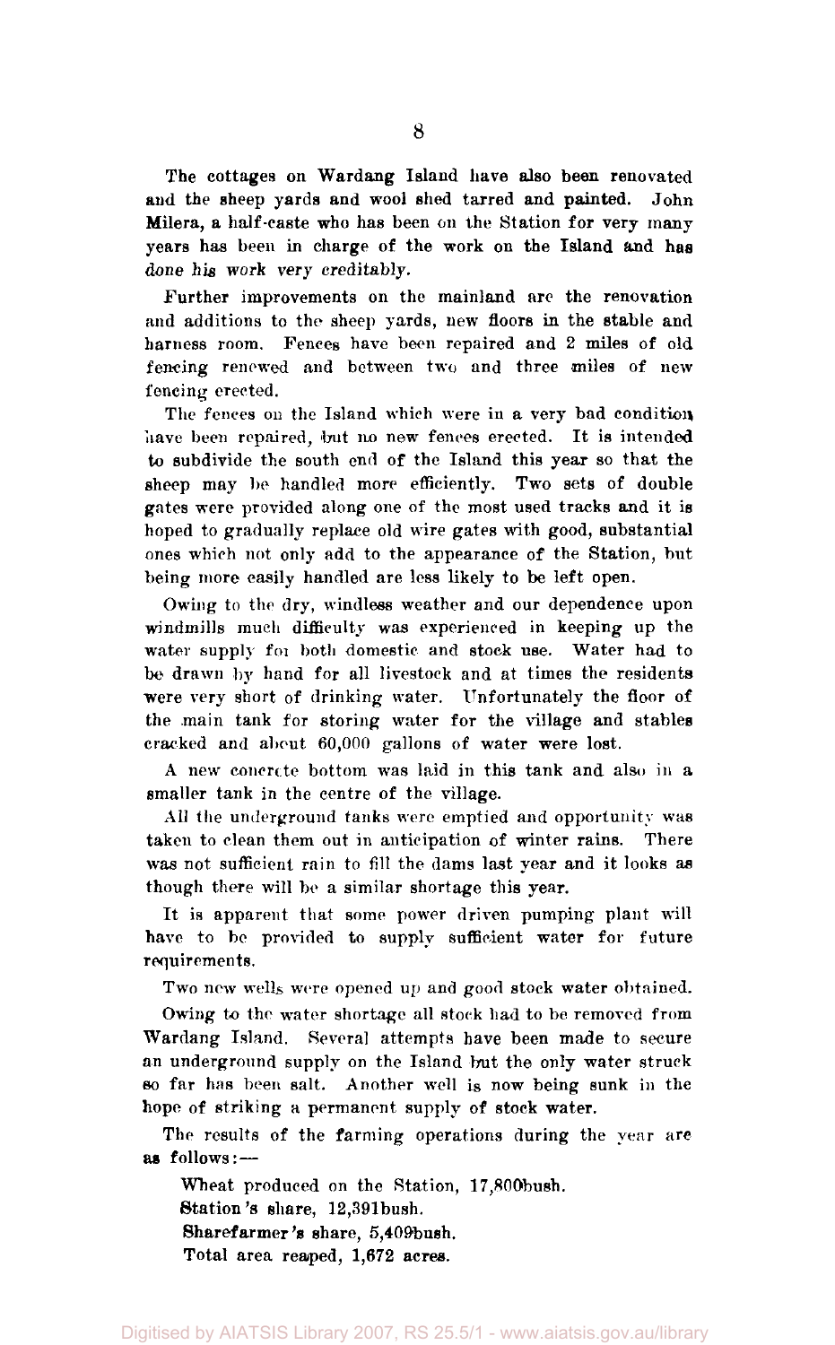The cottages on Wardang Island have also been renovated and the sheep yards and wool shed tarred and painted. John Milera, a half-caste who has been on the Station for very many years has been in charge of the work on the Island and has done his work very creditably.

Further improvements on the mainland are the renovation and additions to the sheep yards, new floors in the stable and harness room. Fences have been repaired and 2 miles of old fencing renewed and between two and three miles of new fencing erected.

The fences on the Island which were in a very bad condition have been repaired, but no new fences erected. It is intended to subdivide the south end of the Island this year so that the sheep may be handled more efficiently. Two sets of double gates were provided along one of the most used tracks and it is hoped to gradually replace old wire gates with good, substantial ones which not only add to the appearance of the Station, but being more easily handled are less likely to be left open.

Owing to the dry, windless weather and our dependence upon windmills much difficulty was experienced in keeping up the water supply for both domestic and stock use. Water had to be drawn by hand for all livestock and at times the residents were very short of drinking water. Unfortunately the floor of the main tank for storing water for the village and stables cracked and about 60,000 gallons of water were lost.

A new concrete bottom was laid in this tank and also in a smaller tank in the centre of the village.

All the underground tanks were emptied and opportunity was taken to clean them out in anticipation of winter rains. There was not sufficient rain to fill the dams last year and it looks as though there will be a similar shortage this year.

It is apparent that some power driven pumping plant will have to be provided to supply sufficient water for future requirements.

Two new wells were opened up and good stock water obtained.

Owing to the water shortage all stock had to be removed from Wardang Island. Several attempts have been made to secure an underground supply on the Island but the only water struck so far has been salt. Another well is now being sunk in the hope of striking a permanent supply of stock water.

The results of the farming operations during the year are as follows:—

Wheat produced on the Station, 17,800bush.
Station's share, 12,391bush.
Sharefarmer's share, 5,409bush.
Total area reaped, 1,672 acres.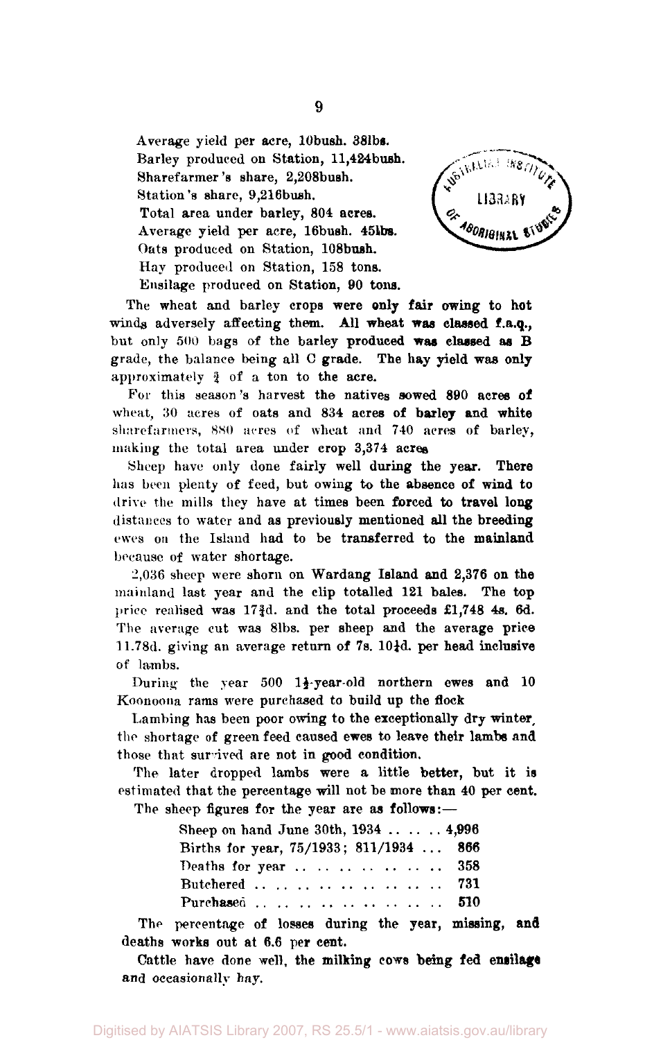Average yield per acre, 10bush. 38lbs.
Barley produced on Station, 11,424bush.
Sharefarmer's share, 2,208bush.
Station's share, 9,216bush.
Total area under barley, 804 acres.
Average yield per acre, 16bush. 45lbs.
Oats produced on Station, 108bush.
Hay produced on Station, 158 tons.
Ensilage produced on Station, 90 tons.

The wheat and barley crops were only fair owing to hot winds adversely affecting them. All wheat was classed f.a.q., but only 500 bags of the barley produced was classed as B grade, the balance being all C grade. The hay yield was only approximately ¾ of a ton to the acre.

For this season's harvest the natives sowed 890 acres of wheat, 30 acres of oats and 834 acres of barley and white sharefarmers, 880 acres of wheat and 740 acres of barley, making the total area under crop 3,374 acres

Sheep have only done fairly well during the year. There has been plenty of feed, but owing to the absence of wind to drive the mills they have at times been forced to travel long distances to water and as previously mentioned all the breeding ewes on the Island had to be transferred to the mainland because of water shortage.

2,036 sheep were shorn on Wardang Island and 2,376 on the mainland last year and the clip totalled 121 bales. The top price realised was 17¾d. and the total proceeds £1,748 4s. 6d. The average cut was 8lbs. per sheep and the average price 11.78d. giving an average return of 7s. 10½d. per head inclusive of lambs.

During the year 500 1½-year-old northern ewes and 10 Koonoona rams were purchased to build up the flock

Lambing has been poor owing to the exceptionally dry winter, the shortage of green feed caused ewes to leave their lambs and those that survived are not in good condition.

The later dropped lambs were a little better, but it is estimated that the percentage will not be more than 40 per cent.

The sheep figures for the year are as follows:—

| | |
|---|---|
| Sheep on hand June 30th, 1934 | 4,996 |
| Births for year, 75/1933; 811/1934 | 866 |
| Deaths for year | 358 |
| Butchered | 731 |
| Purchased | 510 |

The percentage of losses during the year, missing, and deaths works out at 6.6 per cent.

Cattle have done well, the milking cows being fed ensilage and occasionally hay.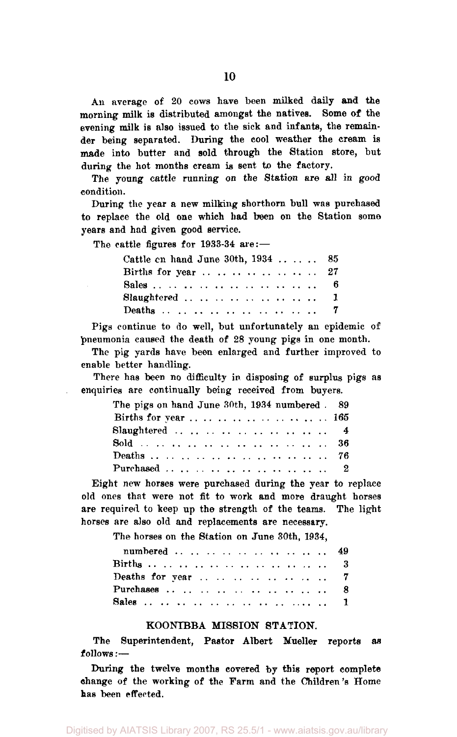An average of 20 cows have been milked daily and the morning milk is distributed amongst the natives. Some of the evening milk is also issued to the sick and infants, the remainder being separated. During the cool weather the cream is made into butter and sold through the Station store, but during the hot months cream is sent to the factory.

The young cattle running on the Station are all in good condition.

During the year a new milking shorthorn bull was purchased to replace the old one which had been on the Station some years and had given good service.

The cattle figures for 1933-34 are:—

| | |
|---|---|
| Cattle on hand June 30th, 1934 | 85 |
| Births for year | 27 |
| Sales | 6 |
| Slaughtered | 1 |
| Deaths | 7 |

Pigs continue to do well, but unfortunately an epidemic of pneumonia caused the death of 28 young pigs in one month.

The pig yards have been enlarged and further improved to enable better handling.

There has been no difficulty in disposing of surplus pigs as enquiries are continually being received from buyers.

| | |
|---|---|
| The pigs on hand June 30th, 1934 numbered | 89 |
| Births for year | 165 |
| Slaughtered | 4 |
| Sold | 36 |
| Deaths | 76 |
| Purchased | 2 |

Eight new horses were purchased during the year to replace old ones that were not fit to work and more draught horses are required to keep up the strength of the teams. The light horses are also old and replacements are necessary.

| | |
|---|---|
| The horses on the Station on June 30th, 1934, numbered | 49 |
| Births | 3 |
| Deaths for year | 7 |
| Purchases | 8 |
| Sales | 1 |

## KOONIBBA MISSION STATION.

The Superintendent, Pastor Albert Mueller reports as follows:—

During the twelve months covered by this report complete change of the working of the Farm and the Children's Home has been effected.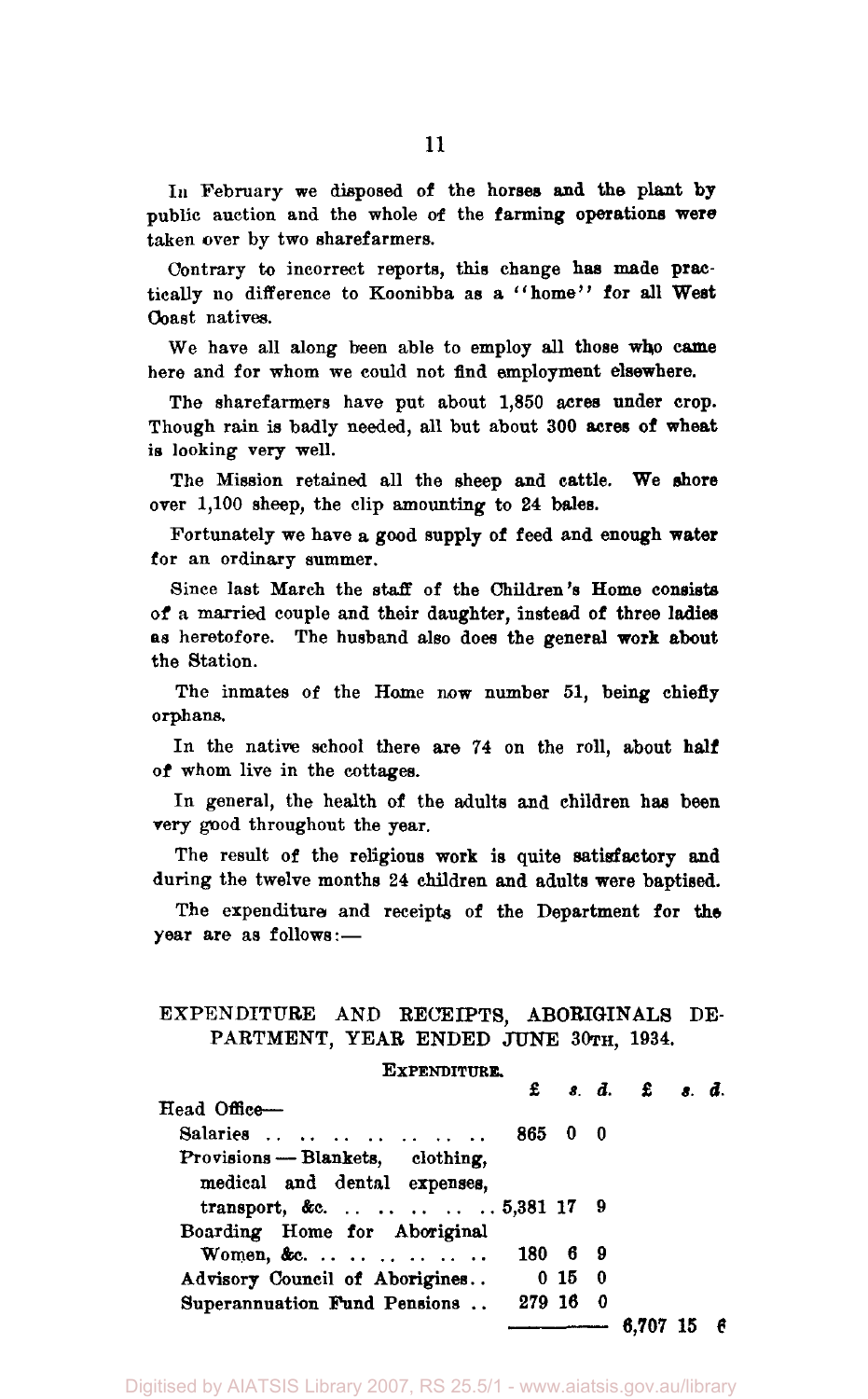In February we disposed of the horses and the plant by public auction and the whole of the farming operations were taken over by two sharefarmers.

Contrary to incorrect reports, this change has made practically no difference to Koonibba as a "home" for all West Coast natives.

We have all along been able to employ all those who came here and for whom we could not find employment elsewhere.

The sharefarmers have put about 1,850 acres under crop. Though rain is badly needed, all but about 300 acres of wheat is looking very well.

The Mission retained all the sheep and cattle. We shore over 1,100 sheep, the clip amounting to 24 bales.

Fortunately we have a good supply of feed and enough water for an ordinary summer.

Since last March the staff of the Children's Home consists of a married couple and their daughter, instead of three ladies as heretofore. The husband also does the general work about the Station.

The inmates of the Home now number 51, being chiefly orphans.

In the native school there are 74 on the roll, about half of whom live in the cottages.

In general, the health of the adults and children has been very good throughout the year.

The result of the religious work is quite satisfactory and during the twelve months 24 children and adults were baptised.

The expenditure and receipts of the Department for the year are as follows:—

## EXPENDITURE AND RECEIPTS, ABORIGINALS DEPARTMENT, YEAR ENDED JUNE 30TH, 1934.

### EXPENDITURE.

| | £ s. d. | £ s. d. |
|---|---|---|
| Head Office— | | |
| Salaries .. .. .. .. .. .. .. .. | 865 0 0 | |
| Provisions — Blankets, clothing, medical and dental expenses, transport, &c. .. .. .. .. .. .. | 5,381 17 9 | |
| Boarding Home for Aboriginal Women, &c. .. .. .. .. .. .. | 180 6 9 | |
| Advisory Council of Aborigines.. | 0 15 0 | |
| Superannuation Fund Pensions .. | 279 16 0 | |
| | | 6,707 15 6 |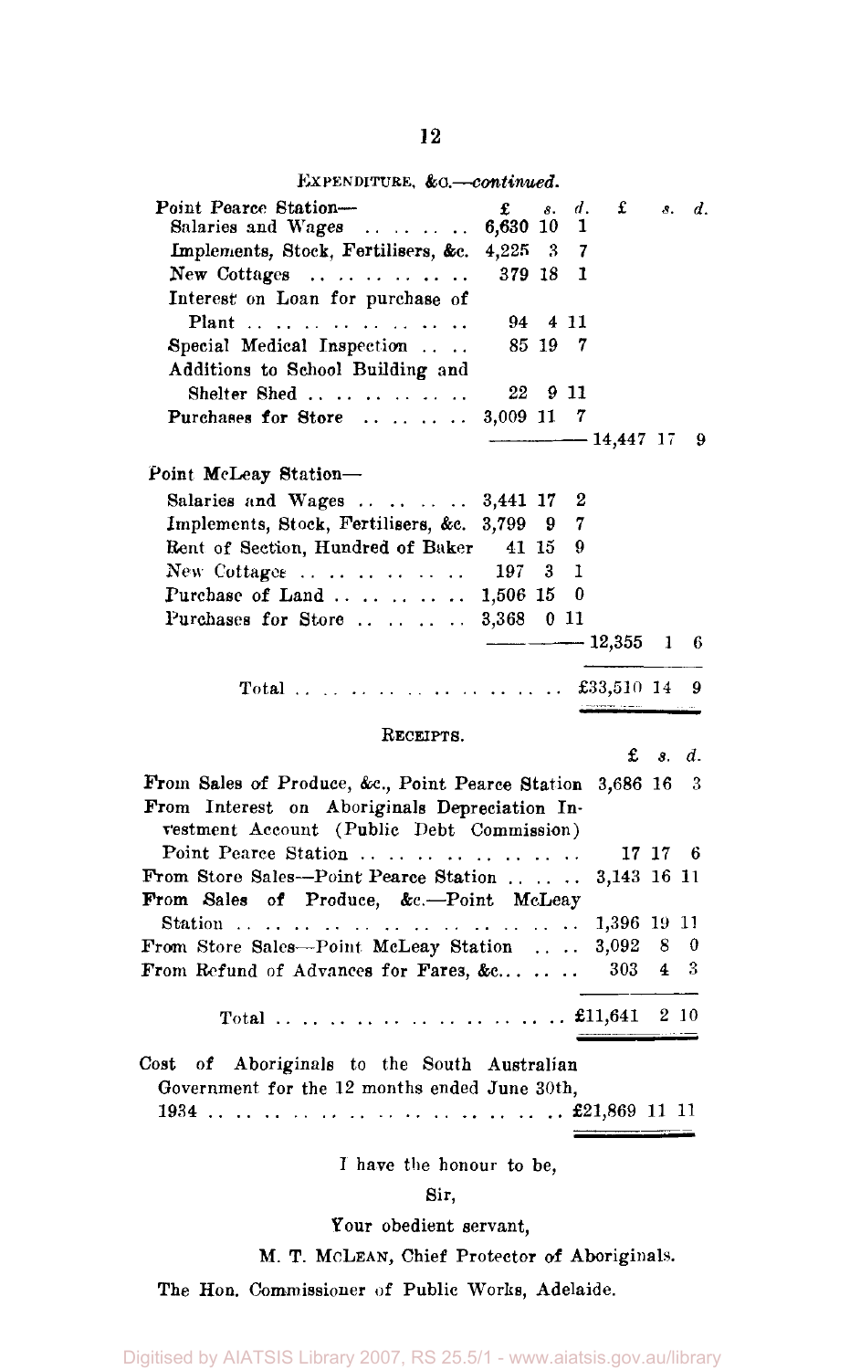EXPENDITURE, &c.—*continued*.

| | £ | s. | d. | £ | s. | d. |
|---|---|---|---|---|---|---|
| Point Pearce Station— | | | | | | |
| Salaries and Wages | 6,630 | 10 | 1 | | | |
| Implements, Stock, Fertilisers, &c. | 4,225 | 3 | 7 | | | |
| New Cottages | 379 | 18 | 1 | | | |
| Interest on Loan for purchase of Plant | 94 | 4 | 11 | | | |
| Special Medical Inspection | 85 | 19 | 7 | | | |
| Additions to School Building and Shelter Shed | 22 | 9 | 11 | | | |
| Purchases for Store | 3,009 | 11 | 7 | | | |
| | | | | 14,447 | 17 | 9 |
| Point McLeay Station— | | | | | | |
| Salaries and Wages | 3,441 | 17 | 2 | | | |
| Implements, Stock, Fertilisers, &c. | 3,799 | 9 | 7 | | | |
| Rent of Section, Hundred of Baker | 41 | 15 | 9 | | | |
| New Cottages | 197 | 3 | 1 | | | |
| Purchase of Land | 1,506 | 15 | 0 | | | |
| Purchases for Store | 3,368 | 0 | 11 | | | |
| | | | | 12,355 | 1 | 6 |
| Total | | | | £33,510 | 14 | 9 |

RECEIPTS.

| | £ | s. | d. |
|---|---|---|---|
| From Sales of Produce, &c., Point Pearce Station | 3,686 | 16 | 3 |
| From Interest on Aboriginals Depreciation Investment Account (Public Debt Commission) Point Pearce Station | 17 | 17 | 6 |
| From Store Sales—Point Pearce Station | 3,143 | 16 | 11 |
| From Sales of Produce, &c.—Point McLeay Station | 1,396 | 19 | 11 |
| From Store Sales—Point McLeay Station | 3,092 | 8 | 0 |
| From Refund of Advances for Fares, &c. | 303 | 4 | 3 |
| Total | £11,641 | 2 | 10 |

| | £ | s. | d. |
|---|---|---|---|
| Cost of Aboriginals to the South Australian Government for the 12 months ended June 30th, 1934 | £21,869 | 11 | 11 |

I have the honour to be,

Sir,

Your obedient servant,

M. T. McLEAN, Chief Protector of Aboriginals.

The Hon. Commissioner of Public Works, Adelaide.

Digitised by AIATSIS Library 2007, RS 25.5/1 - www.aiatsis.gov.au/library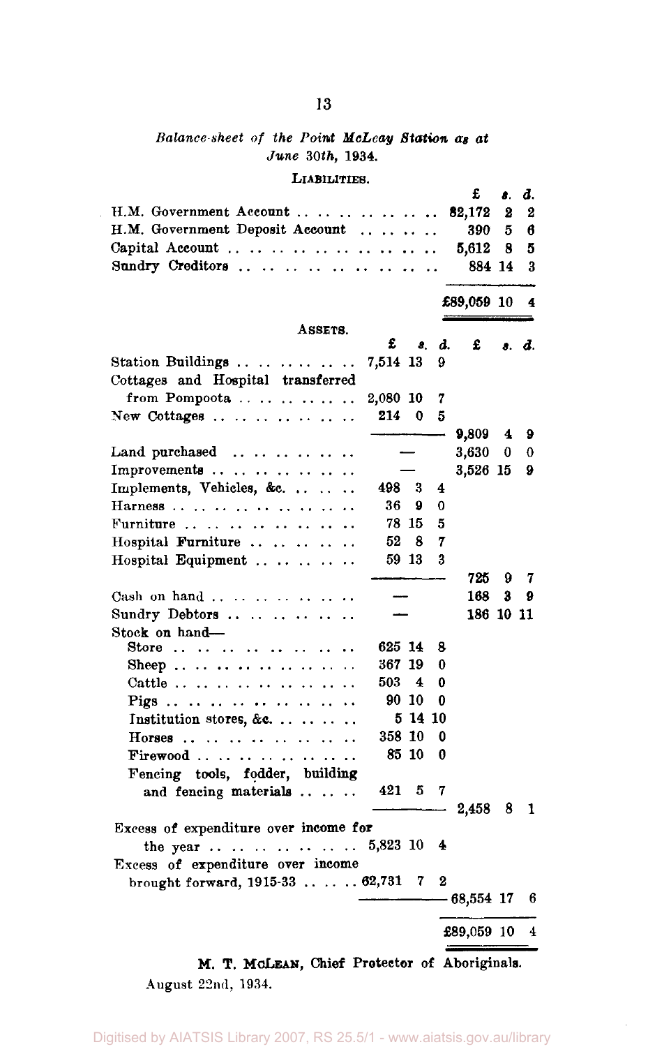*Balance-sheet of the Point McLeay Station as at June 30th, 1934.*

LIABILITIES.

| | £ | s. | d. |
|---|---|---|---|
| H.M. Government Account | 82,172 | 2 | 2 |
| H.M. Government Deposit Account | 390 | 5 | 6 |
| Capital Account | 5,612 | 8 | 5 |
| Sundry Creditors | 884 | 14 | 3 |
| | £89,059 | 10 | 4 |

ASSETS.

| | £ | s. | d. | £ | s. | d. |
|---|---|---|---|---|---|---|
| Station Buildings | 7,514 | 13 | 9 | | | |
| Cottages and Hospital transferred from Pompoota | 2,080 | 10 | 7 | | | |
| New Cottages | 214 | 0 | 5 | | | |
| | | | | 9,809 | 4 | 9 |
| Land purchased | — | | | 3,630 | 0 | 0 |
| Improvements | — | | | 3,526 | 15 | 9 |
| Implements, Vehicles, &c. | 498 | 3 | 4 | | | |
| Harness | 36 | 9 | 0 | | | |
| Furniture | 78 | 15 | 5 | | | |
| Hospital Furniture | 52 | 8 | 7 | | | |
| Hospital Equipment | 59 | 13 | 3 | | | |
| | | | | 725 | 9 | 7 |
| Cash on hand | — | | | 168 | 3 | 9 |
| Sundry Debtors | — | | | 186 | 10 | 11 |
| Stock on hand— | | | | | | |
| Store | 625 | 14 | 8 | | | |
| Sheep | 367 | 19 | 0 | | | |
| Cattle | 503 | 4 | 0 | | | |
| Pigs | 90 | 10 | 0 | | | |
| Institution stores, &c. | 5 | 14 | 10 | | | |
| Horses | 358 | 10 | 0 | | | |
| Firewood | 85 | 10 | 0 | | | |
| Fencing tools, fodder, building and fencing materials | 421 | 5 | 7 | | | |
| | | | | 2,458 | 8 | 1 |
| Excess of expenditure over income for the year | 5,823 | 10 | 4 | | | |
| Excess of expenditure over income brought forward, 1915-33 | 62,731 | 7 | 2 | | | |
| | | | | 68,554 | 17 | 6 |
| | | | | £89,059 | 10 | 4 |

**M. T. McLEAN, Chief Protector of Aboriginals.**

August 22nd, 1934.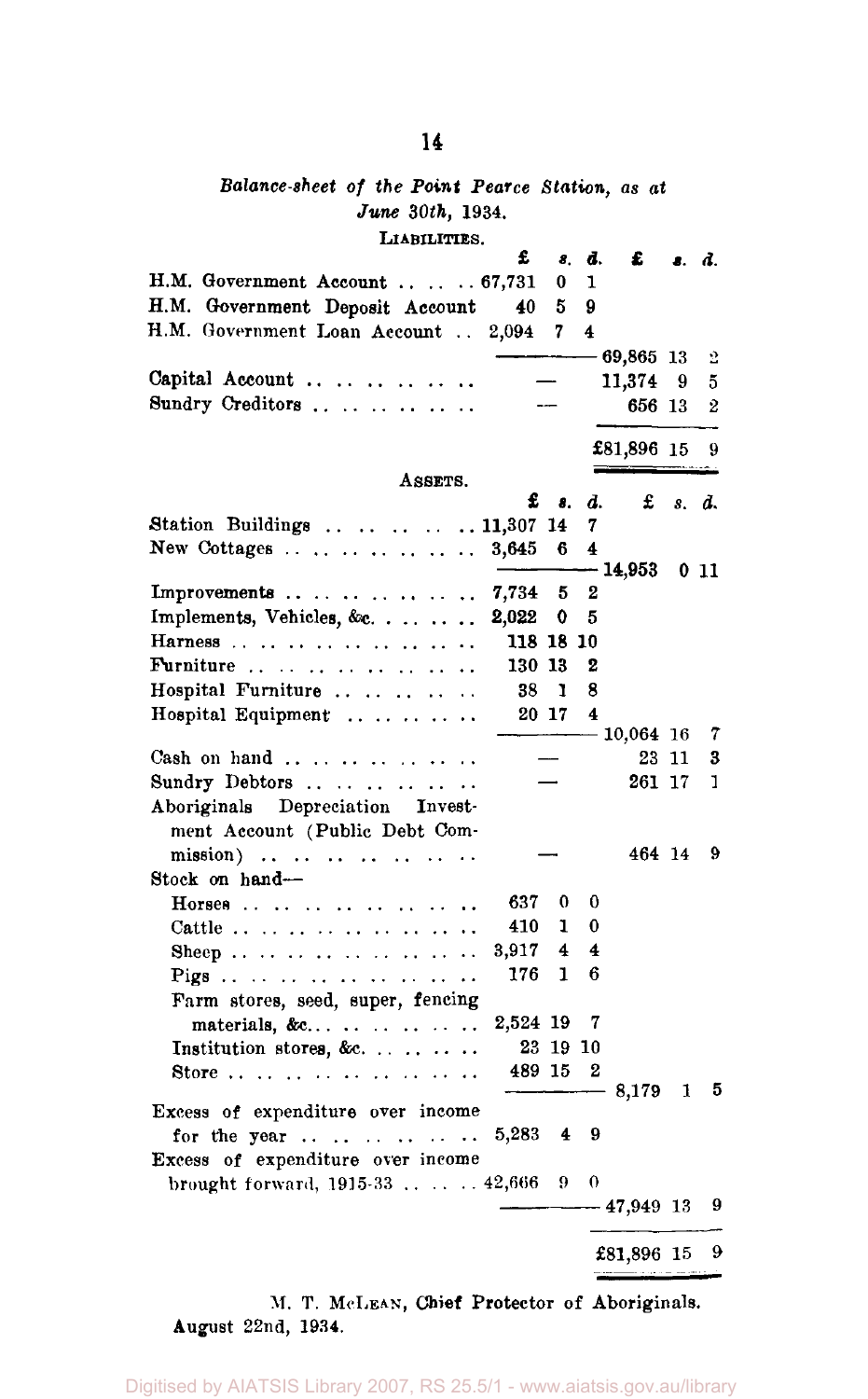*Balance-sheet of the Point Pearce Station, as at June 30th, 1934.*

LIABILITIES.

| | £ | s. | d. | £ | s. | d. |
|---|---|---|---|---|---|---|
| H.M. Government Account | 67,731 | 0 | 1 | | | |
| H.M. Government Deposit Account | 40 | 5 | 9 | | | |
| H.M. Government Loan Account | 2,094 | 7 | 4 | | | |
| | | | | 69,865 | 13 | 2 |
| Capital Account | — | | | 11,374 | 9 | 5 |
| Sundry Creditors | — | | | 656 | 13 | 2 |
| | | | | £81,896 | 15 | 9 |

ASSETS.

| | £ | s. | d. | £ | s. | d. |
|---|---|---|---|---|---|---|
| Station Buildings | 11,307 | 14 | 7 | | | |
| New Cottages | 3,645 | 6 | 4 | | | |
| | | | | 14,953 | 0 | 11 |
| Improvements | 7,734 | 5 | 2 | | | |
| Implements, Vehicles, &c. | 2,022 | 0 | 5 | | | |
| Harness | 118 | 18 | 10 | | | |
| Furniture | 130 | 13 | 2 | | | |
| Hospital Furniture | 38 | 1 | 8 | | | |
| Hospital Equipment | 20 | 17 | 4 | | | |
| | | | | 10,064 | 16 | 7 |
| Cash on hand | — | | | 23 | 11 | 3 |
| Sundry Debtors | — | | | 261 | 17 | 1 |
| Aboriginals Depreciation Investment Account (Public Debt Commission) | — | | | 464 | 14 | 9 |
| Stock on hand— | | | | | | |
| Horses | 637 | 0 | 0 | | | |
| Cattle | 410 | 1 | 0 | | | |
| Sheep | 3,917 | 4 | 4 | | | |
| Pigs | 176 | 1 | 6 | | | |
| Farm stores, seed, super, fencing materials, &c. | 2,524 | 19 | 7 | | | |
| Institution stores, &c. | 23 | 19 | 10 | | | |
| Store | 489 | 15 | 2 | | | |
| | | | | 8,179 | 1 | 5 |
| Excess of expenditure over income for the year | 5,283 | 4 | 9 | | | |
| Excess of expenditure over income brought forward, 1915-33 | 42,666 | 9 | 0 | | | |
| | | | | 47,949 | 13 | 9 |
| | | | | £81,896 | 15 | 9 |

M. T. McLEAN, Chief Protector of Aboriginals.

August 22nd, 1934.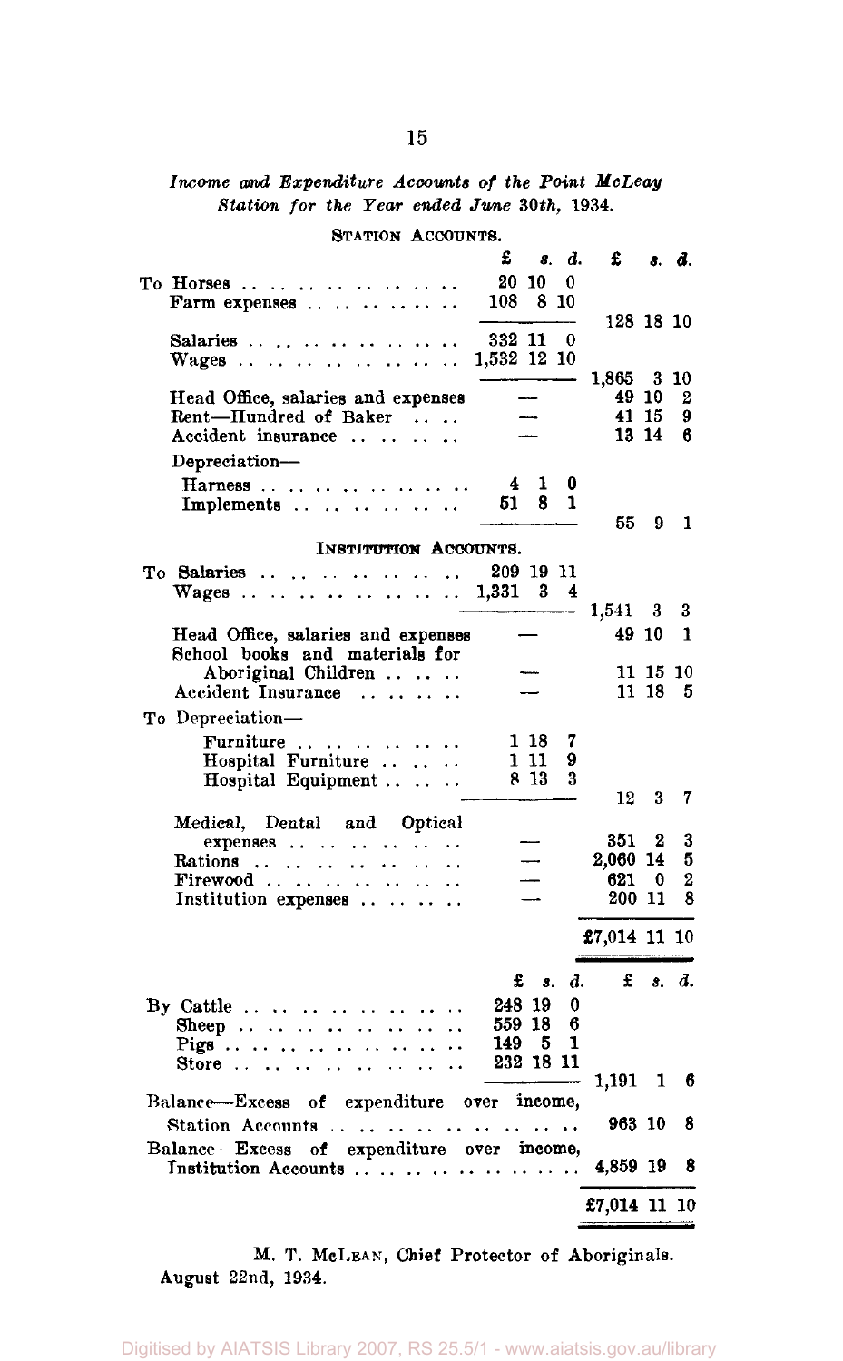*Income and Expenditure Accounts of the Point McLeay Station for the Year ended June 30th, 1934.*

STATION ACCOUNTS.

| | £ s. d. | £ s. d. |
|---|---|---|
| To Horses | 20 10 0 | |
| Farm expenses | 108 8 10 | |
| | | 128 18 10 |
| Salaries | 332 11 0 | |
| Wages | 1,532 12 10 | |
| | | 1,865 3 10 |
| Head Office, salaries and expenses | — | 49 10 2 |
| Rent—Hundred of Baker | — | 41 15 9 |
| Accident insurance | — | 13 14 6 |
| Depreciation— | | |
| Harness | 4 1 0 | |
| Implements | 51 8 1 | |
| | | 55 9 1 |

INSTITUTION ACCOUNTS.

| | £ s. d. | £ s. d. |
|---|---|---|
| To Salaries | 209 19 11 | |
| Wages | 1,331 3 4 | |
| | | 1,541 3 3 |
| Head Office, salaries and expenses | — | 49 10 1 |
| School books and materials for Aboriginal Children | — | 11 15 10 |
| Accident Insurance | — | 11 18 5 |
| To Depreciation— | | |
| Furniture | 1 18 7 | |
| Hospital Furniture | 1 11 9 | |
| Hospital Equipment | 8 13 3 | |
| | | 12 3 7 |
| Medical, Dental and Optical expenses | — | 351 2 3 |
| Rations | — | 2,060 14 5 |
| Firewood | — | 621 0 2 |
| Institution expenses | — | 200 11 8 |
| | | £7,014 11 10 |

| | £ s. d. | £ s. d. |
|---|---|---|
| By Cattle | 248 19 0 | |
| Sheep | 559 18 6 | |
| Pigs | 149 5 1 | |
| Store | 232 18 11 | |
| | | 1,191 1 6 |
| Balance—Excess of expenditure over income, Station Accounts | | 963 10 8 |
| Balance—Excess of expenditure over income, Institution Accounts | | 4,859 19 8 |
| | | £7,014 11 10 |

M. T. McLEAN, Chief Protector of Aboriginals.

August 22nd, 1934.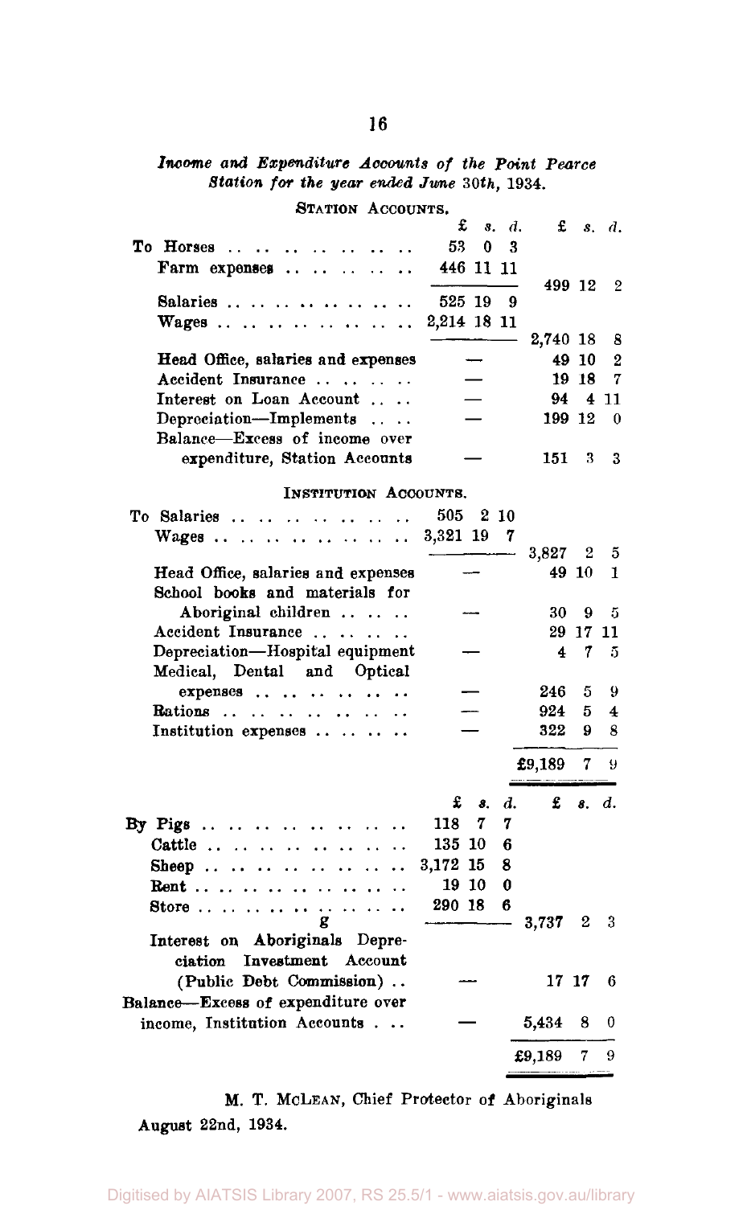*Income and Expenditure Accounts of the Point Pearce Station for the year ended June* 30*th*, 1934.

STATION ACCOUNTS.

| | £ s. d. | £ s. d. |
|---|---|---|
| To Horses | 53 0 3 | |
| Farm expenses | 446 11 11 | |
| | | 499 12 2 |
| Salaries | 525 19 9 | |
| Wages | 2,214 18 11 | |
| | | 2,740 18 8 |
| Head Office, salaries and expenses | — | 49 10 2 |
| Accident Insurance | — | 19 18 7 |
| Interest on Loan Account | — | 94 4 11 |
| Depreciation—Implements | — | 199 12 0 |
| Balance—Excess of income over expenditure, Station Accounts | — | 151 3 3 |

INSTITUTION ACCOUNTS.

| | £ s. d. | £ s. d. |
|---|---|---|
| To Salaries | 505 2 10 | |
| Wages | 3,321 19 7 | |
| | | 3,827 2 5 |
| Head Office, salaries and expenses | — | 49 10 1 |
| School books and materials for Aboriginal children | — | 30 9 5 |
| Accident Insurance | | 29 17 11 |
| Depreciation—Hospital equipment | — | 4 7 5 |
| Medical, Dental and Optical expenses | — | 246 5 9 |
| Rations | — | 924 5 4 |
| Institution expenses | — | 322 9 8 |
| | | £9,189 7 9 |

| | £ s. d. | £ s. d. |
|---|---|---|
| By Pigs | 118 7 7 | |
| Cattle | 135 10 6 | |
| Sheep | 3,172 15 8 | |
| Rent | 19 10 0 | |
| Store | 290 18 6 | |
| | | 3,737 2 3 |
| Interest on Aboriginals Depreciation Investment Account (Public Debt Commission) | — | 17 17 6 |
| Balance—Excess of expenditure over income, Institution Accounts | — | 5,434 8 0 |
| | | £9,189 7 9 |

M. T. MCLEAN, Chief Protector of Aboriginals

August 22nd, 1934.